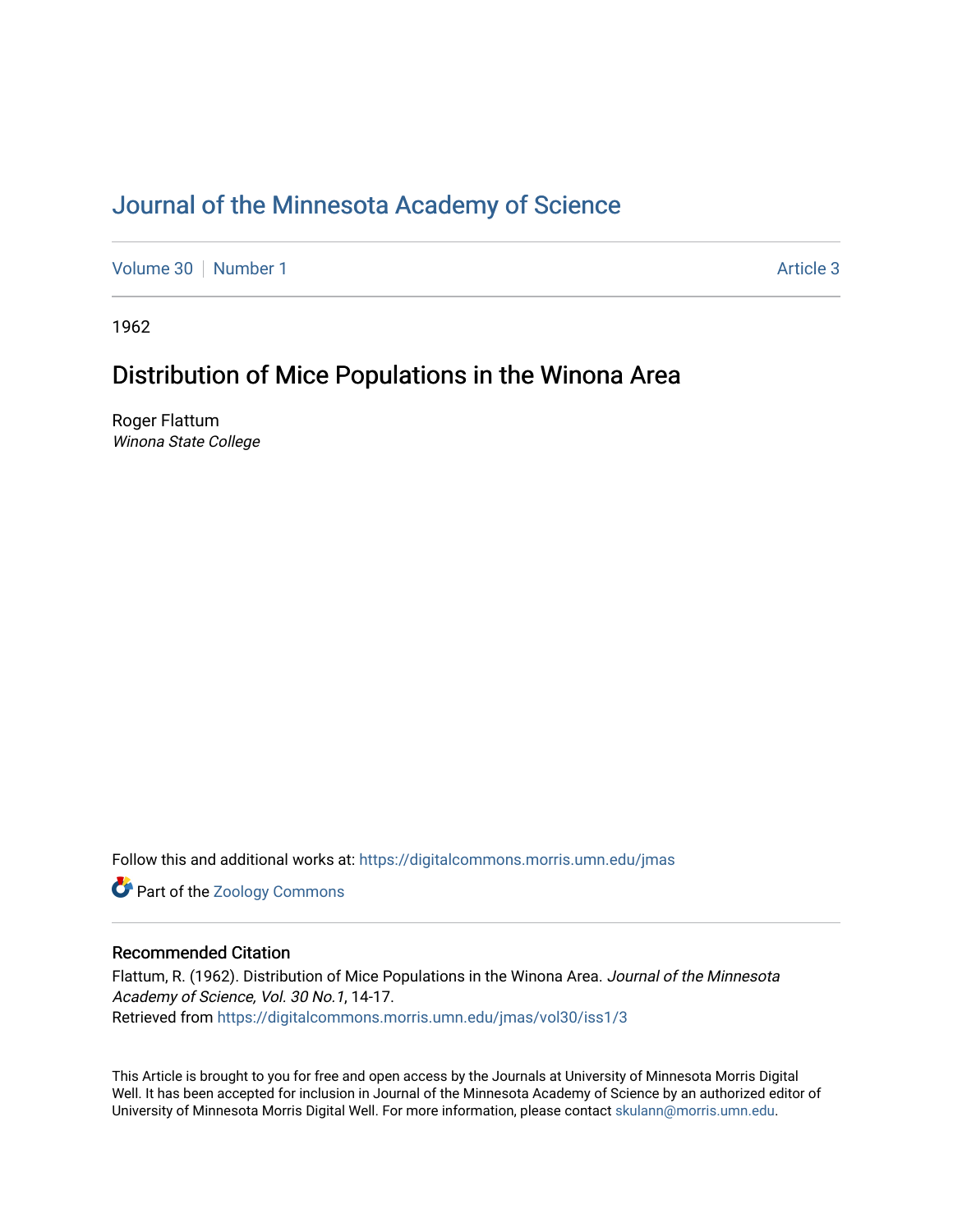# Journal of the Minnesota Academy of Science

Volume 30 | Number 1 — Article 3

1962

## Distribution of Mice Populations in the Winona Area

Roger Flattum

*Winona State College*

Follow this and additional works at: https://digitalcommons.morris.umn.edu/jmas

Part of the Zoology Commons

### Recommended Citation

Flattum, R. (1962). Distribution of Mice Populations in the Winona Area. *Journal of the Minnesota Academy of Science, Vol. 30 No.1*, 14-17.
Retrieved from https://digitalcommons.morris.umn.edu/jmas/vol30/iss1/3

This Article is brought to you for free and open access by the Journals at University of Minnesota Morris Digital Well. It has been accepted for inclusion in Journal of the Minnesota Academy of Science by an authorized editor of University of Minnesota Morris Digital Well. For more information, please contact skulann@morris.umn.edu.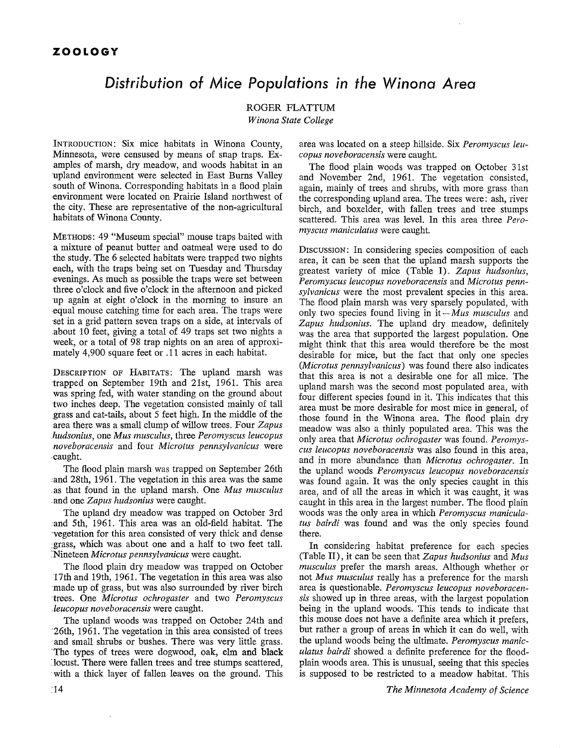## ZOOLOGY

# Distribution of Mice Populations in the Winona Area

ROGER FLATTUM

*Winona State College*

INTRODUCTION: Six mice habitats in Winona County, Minnesota, were censused by means of snap traps. Examples of marsh, dry meadow, and woods habitat in an upland environment were selected in East Burns Valley south of Winona. Corresponding habitats in a flood plain environment were located on Prairie Island northwest of the city. These are representative of the non-agricultural habitats of Winona County.

METHODS: 49 "Museum special" mouse traps baited with a mixture of peanut butter and oatmeal were used to do the study. The 6 selected habitats were trapped two nights each, with the traps being set on Tuesday and Thursday evenings. As much as possible the traps were set between three o'clock and five o'clock in the afternoon and picked up again at eight o'clock in the morning to insure an equal mouse catching time for each area. The traps were set in a grid pattern seven traps on a side, at intervals of about 10 feet, giving a total of 49 traps set two nights a week, or a total of 98 trap nights on an area of approximately 4,900 square feet or .11 acres in each habitat.

DESCRIPTION OF HABITATS: The upland marsh was trapped on September 19th and 21st, 1961. This area was spring fed, with water standing on the ground about two inches deep. The vegetation consisted mainly of tall grass and cat-tails, about 5 feet high. In the middle of the area there was a small clump of willow trees. Four *Zapus hudsonius*, one *Mus musculus*, three *Peromyscus leucopus noveboracensis* and four *Microtus pennsylvanicus* were caught.

The flood plain marsh was trapped on September 26th and 28th, 1961. The vegetation in this area was the same as that found in the upland marsh. One *Mus musculus* and one *Zapus hudsonius* were caught.

The upland dry meadow was trapped on October 3rd and 5th, 1961. This area was an old-field habitat. The vegetation for this area consisted of very thick and dense grass, which was about one and a half to two feet tall. Nineteen *Microtus pennsylvanicus* were caught.

The flood plain dry meadow was trapped on October 17th and 19th, 1961. The vegetation in this area was also made up of grass, but was also surrounded by river birch trees. One *Microtus ochrogaster* and two *Peromyscus leucopus noveboracensis* were caught.

The upland woods was trapped on October 24th and 26th, 1961. The vegetation in this area consisted of trees and small shrubs or bushes. There was very little grass. The types of trees were dogwood, oak, elm and black locust. There were fallen trees and tree stumps scattered, with a thick layer of fallen leaves on the ground. This area was located on a steep hillside. Six *Peromyscus leucopus noveboracensis* were caught.

The flood plain woods was trapped on October 31st and November 2nd, 1961. The vegetation consisted, again, mainly of trees and shrubs, with more grass than the corresponding upland area. The trees were: ash, river birch, and boxelder, with fallen trees and tree stumps scattered. This area was level. In this area three *Peromyscus maniculatus* were caught.

DISCUSSION: In considering species composition of each area, it can be seen that the upland marsh supports the greatest variety of mice (Table I). *Zapus hudsonius*, *Peromyscus leucopus noveboracensis* and *Microtus pennsylvanicus* were the most prevalent species in this area. The flood plain marsh was very sparsely populated, with only two species found living in it—*Mus musculus* and *Zapus hudsonius*. The upland dry meadow, definitely was the area that supported the largest population. One might think that this area would therefore be the most desirable for mice, but the fact that only one species (*Microtus pennsylvanicus*) was found there also indicates that this area is not a desirable one for all mice. The upland marsh was the second most populated area, with four different species found in it. This indicates that this area must be more desirable for most mice in general, of those found in the Winona area. The flood plain dry meadow was also a thinly populated area. This was the only area that *Microtus ochrogaster* was found. *Peromyscus leucopus noveboracensis* was also found in this area, and in more abundance than *Microtus ochrogaster*. In the upland woods *Peromyscus leucopus noveboracensis* was found again. It was the only species caught in this area, and of all the areas in which it was caught, it was caught in this area in the largest number. The flood plain woods was the only area in which *Peromyscus maniculatus bairdi* was found and was the only species found there.

In considering habitat preference for each species (Table II), it can be seen that *Zapus hudsonius* and *Mus musculus* prefer the marsh areas. Although whether or not *Mus musculus* really has a preference for the marsh area is questionable. *Peromyscus leucopus noveboracensis* showed up in three areas, with the largest population being in the upland woods. This tends to indicate that this mouse does not have a definite area which it prefers, but rather a group of areas in which it can do well, with the upland woods being the ultimate. *Peromyscus maniculatus bairdi* showed a definite preference for the floodplain woods area. This is unusual, seeing that this species is supposed to be restricted to a meadow habitat. This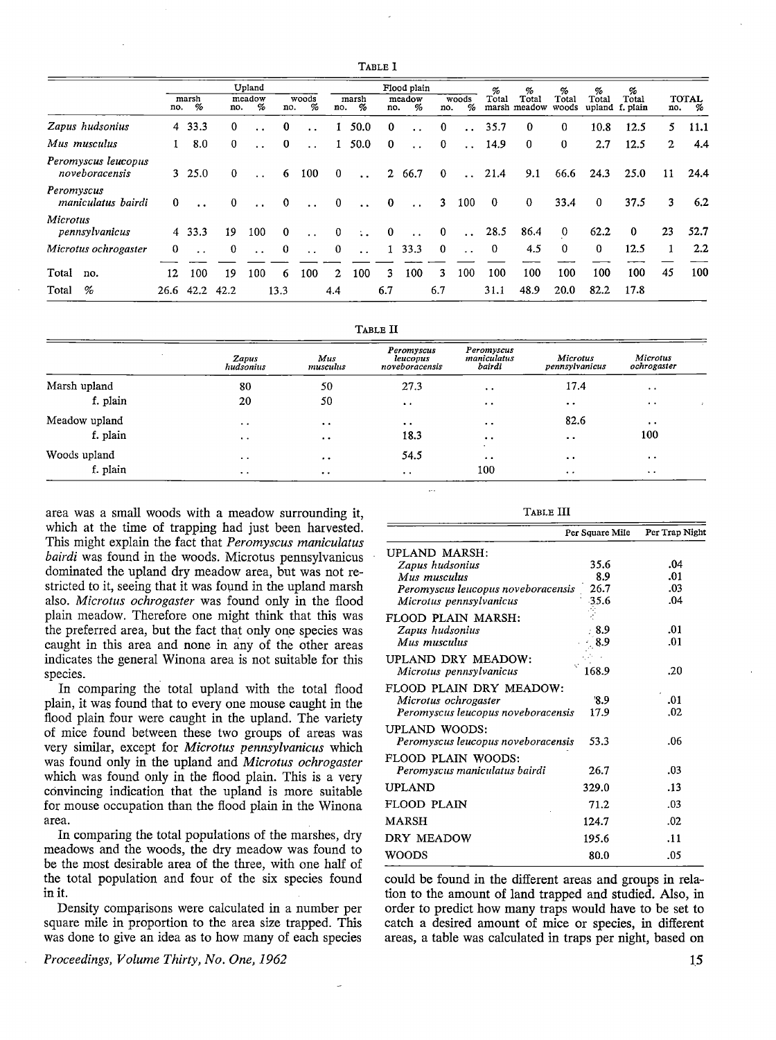TABLE I

| | Upland | | | | | | Flood plain | | | | | | % | % | % | % | % | TOTAL | |
|---|---|---|---|---|---|---|---|---|---|---|---|---|---|---|---|---|---|---|---|
| | marsh | | meadow | | woods | | marsh | | meadow | | woods | | Total | Total | Total | Total | Total | | |
| | no. | % | no. | % | no. | % | no. | % | no. | % | no. | % | marsh | meadow | woods | upland | f. plain | no. | % |
| *Zapus hudsonius* | 4 | 33.3 | 0 | .. | 0 | .. | 1 | 50.0 | 0 | .. | 0 | .. | 35.7 | 0 | 0 | 10.8 | 12.5 | 5 | 11.1 |
| *Mus musculus* | 1 | 8.0 | 0 | .. | 0 | .. | 1 | 50.0 | 0 | .. | 0 | .. | 14.9 | 0 | 0 | 2.7 | 12.5 | 2 | 4.4 |
| *Peromyscus leucopus noveboracensis* | 3 | 25.0 | 0 | .. | 6 | 100 | 0 | .. | 2 | 66.7 | 0 | .. | 21.4 | 9.1 | 66.6 | 24.3 | 25.0 | 11 | 24.4 |
| *Peromyscus maniculatus bairdi* | 0 | .. | 0 | .. | 0 | .. | 0 | .. | 0 | .. | 3 | 100 | 0 | 0 | 33.4 | 0 | 37.5 | 3 | 6.2 |
| *Microtus pennsylvanicus* | 4 | 33.3 | 19 | 100 | 0 | .. | 0 | .. | 0 | .. | 0 | .. | 28.5 | 86.4 | 0 | 62.2 | 0 | 23 | 52.7 |
| *Microtus ochrogaster* | 0 | .. | 0 | .. | 0 | .. | 0 | .. | 1 | 33.3 | 0 | .. | 0 | 4.5 | 0 | 0 | 12.5 | 1 | 2.2 |
| Total no. | 12 | 100 | 19 | 100 | 6 | 100 | 2 | 100 | 3 | 100 | 3 | 100 | 100 | 100 | 100 | 100 | 100 | 45 | 100 |
| Total % | 26.6 | 42.2 | 42.2 | | 13.3 | | 4.4 | | 6.7 | | 6.7 | | 31.1 | 48.9 | 20.0 | 82.2 | 17.8 | | |

TABLE II

| | *Zapus hudsonius* | *Mus musculus* | *Peromyscus leucopus noveboracensis* | *Peromyscus maniculatus bairdi* | *Microtus pennsylvanicus* | *Microtus ochrogaster* |
|---|---|---|---|---|---|---|
| Marsh upland | 80 | 50 | 27.3 | .. | 17.4 | .. |
| f. plain | 20 | 50 | .. | .. | .. | .. |
| Meadow upland | .. | .. | .. | .. | 82.6 | .. |
| f. plain | .. | .. | 18.3 | .. | .. | 100 |
| Woods upland | .. | .. | 54.5 | .. | .. | .. |
| f. plain | .. | .. | .. | 100 | .. | .. |

area was a small woods with a meadow surrounding it, which at the time of trapping had just been harvested. This might explain the fact that *Peromyscus maniculatus bairdi* was found in the woods. Microtus pennsylvanicus dominated the upland dry meadow area, but was not restricted to it, seeing that it was found in the upland marsh also. *Microtus ochrogaster* was found only in the flood plain meadow. Therefore one might think that this was the preferred area, but the fact that only one species was caught in this area and none in any of the other areas indicates the general Winona area is not suitable for this species.

In comparing the total upland with the total flood plain, it was found that to every one mouse caught in the flood plain four were caught in the upland. The variety of mice found between these two groups of areas was very similar, except for *Microtus pennsylvanicus* which was found only in the upland and *Microtus ochrogaster* which was found only in the flood plain. This is a very convincing indication that the upland is more suitable for mouse occupation than the flood plain in the Winona area.

In comparing the total populations of the marshes, dry meadows and the woods, the dry meadow was found to be the most desirable area of the three, with one half of the total population and four of the six species found in it.

Density comparisons were calculated in a number per square mile in proportion to the area size trapped. This was done to give an idea as to how many of each species could be found in the different areas and groups in relation to the amount of land trapped and studied. Also, in order to predict how many traps would have to be set to catch a desired amount of mice or species, in different areas, a table was calculated in traps per night, based on

TABLE III

| | Per Square Mile | Per Trap Night |
|---|---|---|
| UPLAND MARSH: | | |
| *Zapus hudsonius* | 35.6 | .04 |
| *Mus musculus* | 8.9 | .01 |
| *Peromyscus leucopus noveboracensis* | 26.7 | .03 |
| *Microtus pennsylvanicus* | 35.6 | .04 |
| FLOOD PLAIN MARSH: | | |
| *Zapus hudsonius* | 8.9 | .01 |
| *Mus musculus* | 8.9 | .01 |
| UPLAND DRY MEADOW: | | |
| *Microtus pennsylvanicus* | 168.9 | .20 |
| FLOOD PLAIN DRY MEADOW: | | |
| *Microtus ochrogaster* | 8.9 | .01 |
| *Peromyscus leucopus noveboracensis* | 17.9 | .02 |
| UPLAND WOODS: | | |
| *Peromyscus leucopus noveboracensis* | 53.3 | .06 |
| FLOOD PLAIN WOODS: | | |
| *Peromyscus maniculatus bairdi* | 26.7 | .03 |
| UPLAND | 329.0 | .13 |
| FLOOD PLAIN | 71.2 | .03 |
| MARSH | 124.7 | .02 |
| DRY MEADOW | 195.6 | .11 |
| WOODS | 80.0 | .05 |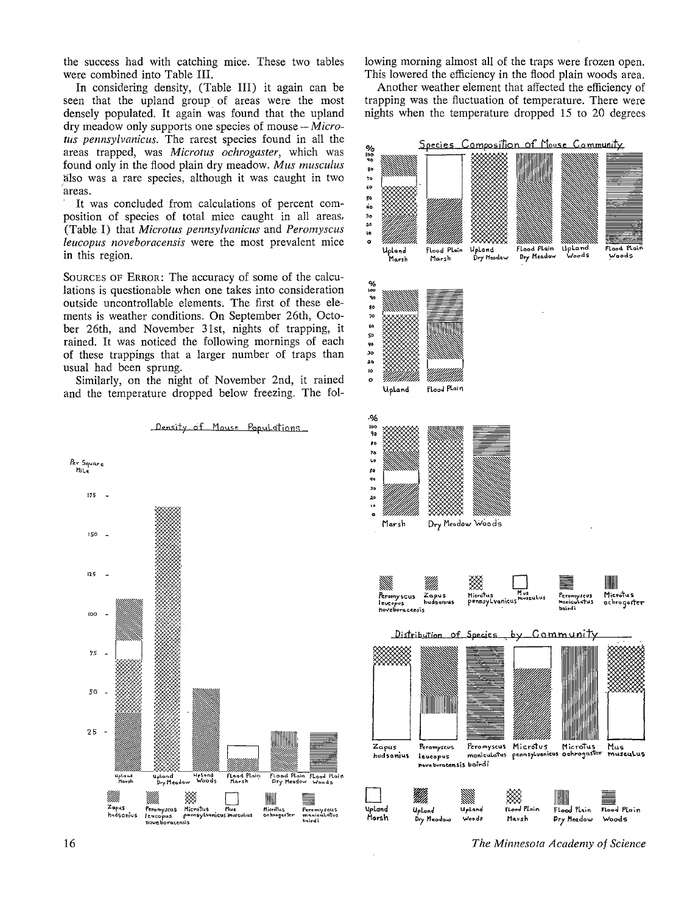the success had with catching mice. These two tables were combined into Table III.

In considering density, (Table III) it again can be seen that the upland group of areas were the most densely populated. It again was found that the upland dry meadow only supports one species of mouse — *Microtus pennsylvanicus*. The rarest species found in all the areas trapped, was *Microtus ochrogaster*, which was found only in the flood plain dry meadow. *Mus musculus* also was a rare species, although it was caught in two areas.

It was concluded from calculations of percent composition of species of total mice caught in all areas, (Table I) that *Microtus pennsylvanicus* and *Peromyscus leucopus noveboracensis* were the most prevalent mice in this region.

SOURCES OF ERROR: The accuracy of some of the calculations is questionable when one takes into consideration outside uncontrollable elements. The first of these elements is weather conditions. On September 26th, October 26th, and November 31st, nights of trapping, it rained. It was noticed the following mornings of each of these trappings that a larger number of traps than usual had been sprung.

Similarly, on the night of November 2nd, it rained and the temperature dropped below freezing. The following morning almost all of the traps were frozen open. This lowered the efficiency in the flood plain woods area.

Another weather element that affected the efficiency of trapping was the fluctuation of temperature. There were nights when the temperature dropped 15 to 20 degrees

Density of Mouse Populations

Per Square Mile

Upland Marsh, Upland Dry Meadow, Upland Woods, Flood Plain Marsh, Flood Plain Dry Meadow, Flood Plain Woods

Zapus hudsonius, Peromyscus leucopus noveboracensis, Microtus pennsylvanicus, Mus musculus, Microtus ochrogaster, Peromyscus maniculatus bairdi

Species Composition of Mouse Community

Upland Marsh, Flood Plain Marsh, Upland Dry Meadow, Flood Plain Dry Meadow, Upland Woods, Flood Plain Woods

Upland, Flood Plain

Marsh, Dry Meadow, Woods

Peromyscus leucopus noveboracensis, Zapus hudsonius, Microtus pennsylvanicus, Mus musculus, Peromyscus maniculatus bairdi, Microtus ochrogaster

Distribution of Species by Community

Zapus hudsonius, Peromyscus leucopus noveboracensis, Peromyscus maniculatus bairdi, Microtus pennsylvanicus, Microtus ochrogaster, Mus musculus

Upland Marsh, Upland Dry Meadow, Upland Woods, Flood Plain Marsh, Flood Plain Dry Meadow, Flood Plain Woods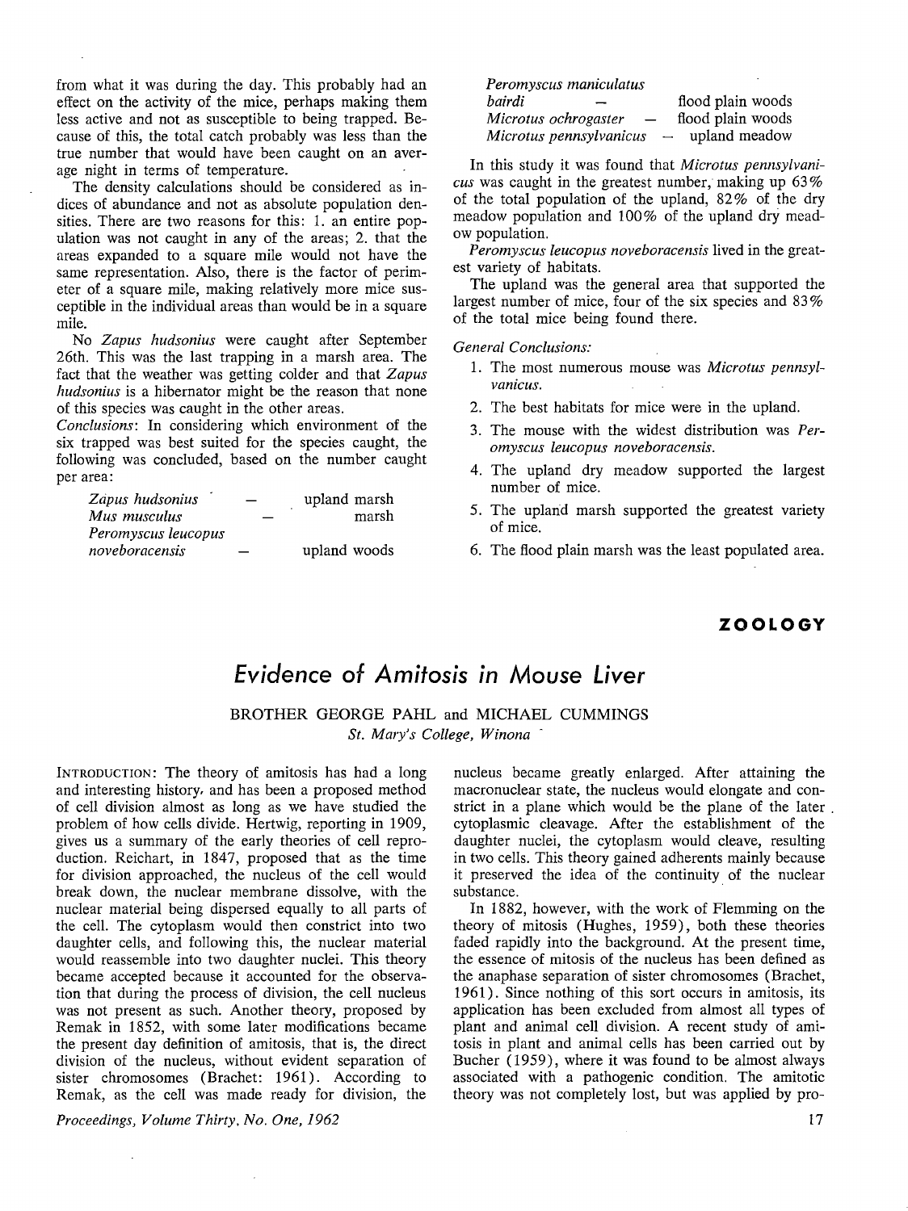from what it was during the day. This probably had an effect on the activity of the mice, perhaps making them less active and not as susceptible to being trapped. Because of this, the total catch probably was less than the true number that would have been caught on an average night in terms of temperature.

The density calculations should be considered as indices of abundance and not as absolute population densities. There are two reasons for this: 1. an entire population was not caught in any of the areas; 2. that the areas expanded to a square mile would not have the same representation. Also, there is the factor of perimeter of a square mile, making relatively more mice susceptible in the individual areas than would be in a square mile.

No *Zapus hudsonius* were caught after September 26th. This was the last trapping in a marsh area. The fact that the weather was getting colder and that *Zapus hudsonius* is a hibernator might be the reason that none of this species was caught in the other areas.

*Conclusions*: In considering which environment of the six trapped was best suited for the species caught, the following was concluded, based on the number caught per area:

| | | |
|---|---|---|
| *Zapus hudsonius* | — | upland marsh |
| *Mus musculus* | — | marsh |
| *Peromyscus leucopus noveboracensis* | — | upland woods |
| *Peromyscus maniculatus bairdi* | — | flood plain woods |
| *Microtus ochrogaster* | — | flood plain woods |
| *Microtus pennsylvanicus* | — | upland meadow |

In this study it was found that *Microtus pennsylvanicus* was caught in the greatest number, making up 63% of the total population of the upland, 82% of the dry meadow population and 100% of the upland dry meadow population.

*Peromyscus leucopus noveboracensis* lived in the greatest variety of habitats.

The upland was the general area that supported the largest number of mice, four of the six species and 83% of the total mice being found there.

*General Conclusions:*

1. The most numerous mouse was *Microtus pennsylvanicus.*
2. The best habitats for mice were in the upland.
3. The mouse with the widest distribution was *Peromyscus leucopus noveboracensis.*
4. The upland dry meadow supported the largest number of mice.
5. The upland marsh supported the greatest variety of mice.
6. The flood plain marsh was the least populated area.

**ZOOLOGY**

# *Evidence of Amitosis in Mouse Liver*

BROTHER GEORGE PAHL and MICHAEL CUMMINGS
*St. Mary's College, Winona*

INTRODUCTION: The theory of amitosis has had a long and interesting history, and has been a proposed method of cell division almost as long as we have studied the problem of how cells divide. Hertwig, reporting in 1909, gives us a summary of the early theories of cell reproduction. Reichart, in 1847, proposed that as the time for division approached, the nucleus of the cell would break down, the nuclear membrane dissolve, with the nuclear material being dispersed equally to all parts of the cell. The cytoplasm would then constrict into two daughter cells, and following this, the nuclear material would reassemble into two daughter nuclei. This theory became accepted because it accounted for the observation that during the process of division, the cell nucleus was not present as such. Another theory, proposed by Remak in 1852, with some later modifications became the present day definition of amitosis, that is, the direct division of the nucleus, without evident separation of sister chromosomes (Brachet: 1961). According to Remak, as the cell was made ready for division, the nucleus became greatly enlarged. After attaining the macronuclear state, the nucleus would elongate and constrict in a plane which would be the plane of the later cytoplasmic cleavage. After the establishment of the daughter nuclei, the cytoplasm would cleave, resulting in two cells. This theory gained adherents mainly because it preserved the idea of the continuity of the nuclear substance.

In 1882, however, with the work of Flemming on the theory of mitosis (Hughes, 1959), both these theories faded rapidly into the background. At the present time, the essence of mitosis of the nucleus has been defined as the anaphase separation of sister chromosomes (Brachet, 1961). Since nothing of this sort occurs in amitosis, its application has been excluded from almost all types of plant and animal cell division. A recent study of amitosis in plant and animal cells has been carried out by Bucher (1959), where it was found to be almost always associated with a pathogenic condition. The amitotic theory was not completely lost, but was applied by pro-